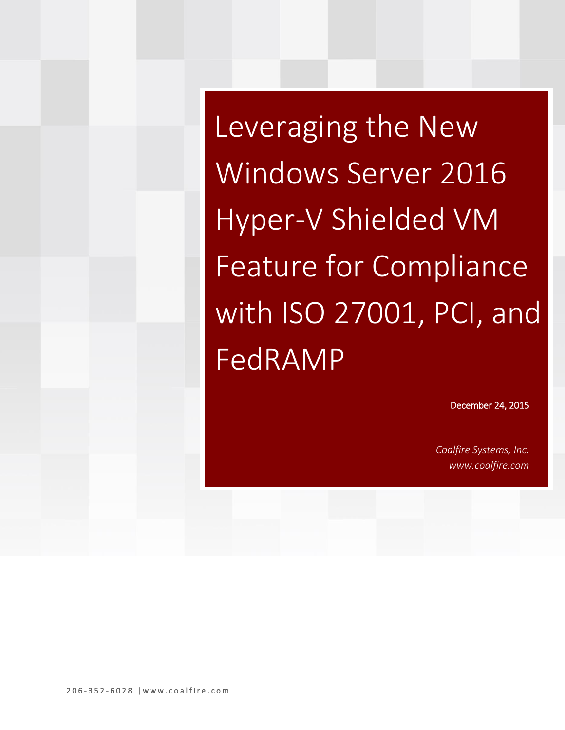# Leveraging the New Windows Server 2016 Hyper-V Shielded VM Feature for Compliance with ISO 27001, PCI, and FedRAMP

December 24, 2015

*Coalfire Systems, Inc.*
*www.coalfire.com*

206-352-6028 | www.coalfire.com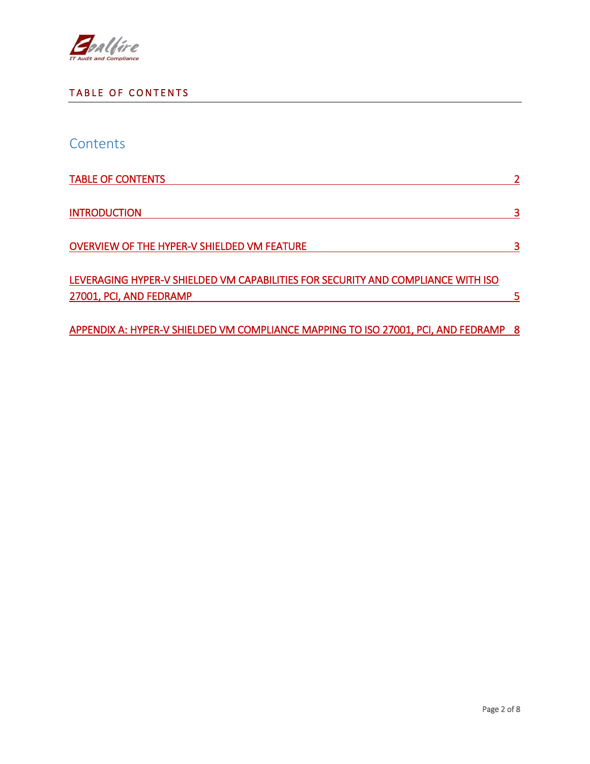# TABLE OF CONTENTS

## Contents

TABLE OF CONTENTS 2

INTRODUCTION 3

OVERVIEW OF THE HYPER-V SHIELDED VM FEATURE 3

LEVERAGING HYPER-V SHIELDED VM CAPABILITIES FOR SECURITY AND COMPLIANCE WITH ISO 27001, PCI, AND FEDRAMP 5

APPENDIX A: HYPER-V SHIELDED VM COMPLIANCE MAPPING TO ISO 27001, PCI, AND FEDRAMP 8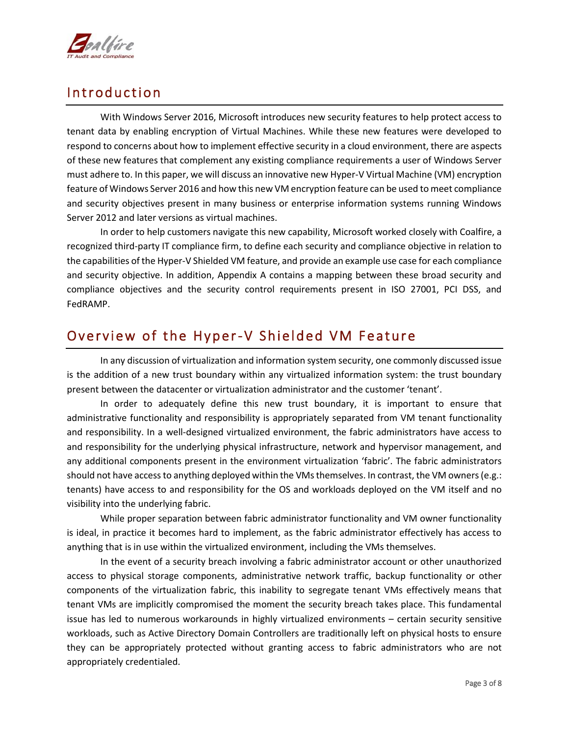## Introduction

With Windows Server 2016, Microsoft introduces new security features to help protect access to tenant data by enabling encryption of Virtual Machines. While these new features were developed to respond to concerns about how to implement effective security in a cloud environment, there are aspects of these new features that complement any existing compliance requirements a user of Windows Server must adhere to. In this paper, we will discuss an innovative new Hyper-V Virtual Machine (VM) encryption feature of Windows Server 2016 and how this new VM encryption feature can be used to meet compliance and security objectives present in many business or enterprise information systems running Windows Server 2012 and later versions as virtual machines.

In order to help customers navigate this new capability, Microsoft worked closely with Coalfire, a recognized third-party IT compliance firm, to define each security and compliance objective in relation to the capabilities of the Hyper-V Shielded VM feature, and provide an example use case for each compliance and security objective. In addition, Appendix A contains a mapping between these broad security and compliance objectives and the security control requirements present in ISO 27001, PCI DSS, and FedRAMP.

## Overview of the Hyper-V Shielded VM Feature

In any discussion of virtualization and information system security, one commonly discussed issue is the addition of a new trust boundary within any virtualized information system: the trust boundary present between the datacenter or virtualization administrator and the customer 'tenant'.

In order to adequately define this new trust boundary, it is important to ensure that administrative functionality and responsibility is appropriately separated from VM tenant functionality and responsibility. In a well-designed virtualized environment, the fabric administrators have access to and responsibility for the underlying physical infrastructure, network and hypervisor management, and any additional components present in the environment virtualization 'fabric'. The fabric administrators should not have access to anything deployed within the VMs themselves. In contrast, the VM owners (e.g.: tenants) have access to and responsibility for the OS and workloads deployed on the VM itself and no visibility into the underlying fabric.

While proper separation between fabric administrator functionality and VM owner functionality is ideal, in practice it becomes hard to implement, as the fabric administrator effectively has access to anything that is in use within the virtualized environment, including the VMs themselves.

In the event of a security breach involving a fabric administrator account or other unauthorized access to physical storage components, administrative network traffic, backup functionality or other components of the virtualization fabric, this inability to segregate tenant VMs effectively means that tenant VMs are implicitly compromised the moment the security breach takes place. This fundamental issue has led to numerous workarounds in highly virtualized environments – certain security sensitive workloads, such as Active Directory Domain Controllers are traditionally left on physical hosts to ensure they can be appropriately protected without granting access to fabric administrators who are not appropriately credentialed.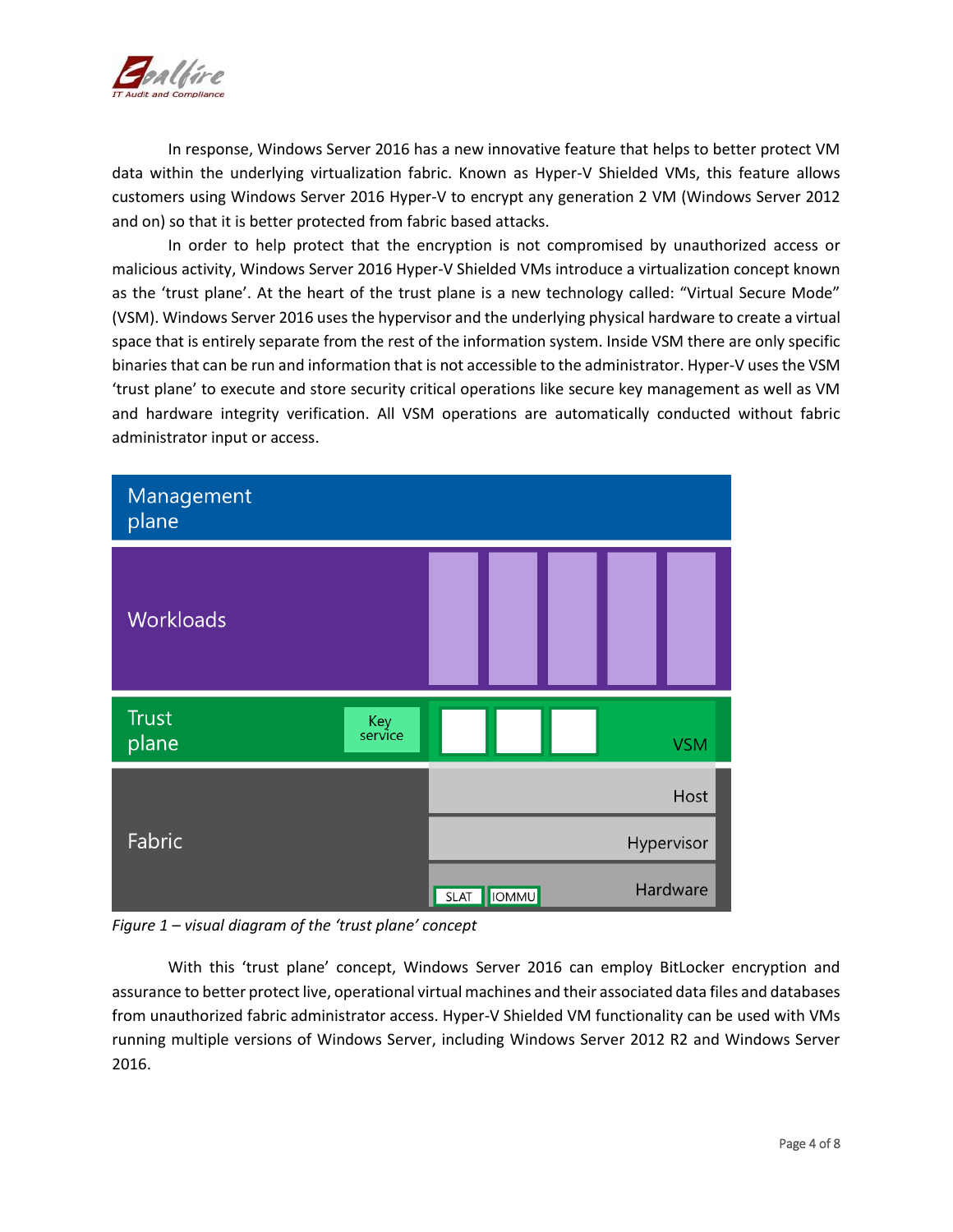In response, Windows Server 2016 has a new innovative feature that helps to better protect VM data within the underlying virtualization fabric. Known as Hyper-V Shielded VMs, this feature allows customers using Windows Server 2016 Hyper-V to encrypt any generation 2 VM (Windows Server 2012 and on) so that it is better protected from fabric based attacks.

In order to help protect that the encryption is not compromised by unauthorized access or malicious activity, Windows Server 2016 Hyper-V Shielded VMs introduce a virtualization concept known as the 'trust plane'. At the heart of the trust plane is a new technology called: "Virtual Secure Mode" (VSM). Windows Server 2016 uses the hypervisor and the underlying physical hardware to create a virtual space that is entirely separate from the rest of the information system. Inside VSM there are only specific binaries that can be run and information that is not accessible to the administrator. Hyper-V uses the VSM 'trust plane' to execute and store security critical operations like secure key management as well as VM and hardware integrity verification. All VSM operations are automatically conducted without fabric administrator input or access.

Management plane

Workloads

Trust plane | Key service | VSM

Fabric | Host | Hypervisor | Hardware | SLAT | IOMMU

*Figure 1 – visual diagram of the 'trust plane' concept*

With this 'trust plane' concept, Windows Server 2016 can employ BitLocker encryption and assurance to better protect live, operational virtual machines and their associated data files and databases from unauthorized fabric administrator access. Hyper-V Shielded VM functionality can be used with VMs running multiple versions of Windows Server, including Windows Server 2012 R2 and Windows Server 2016.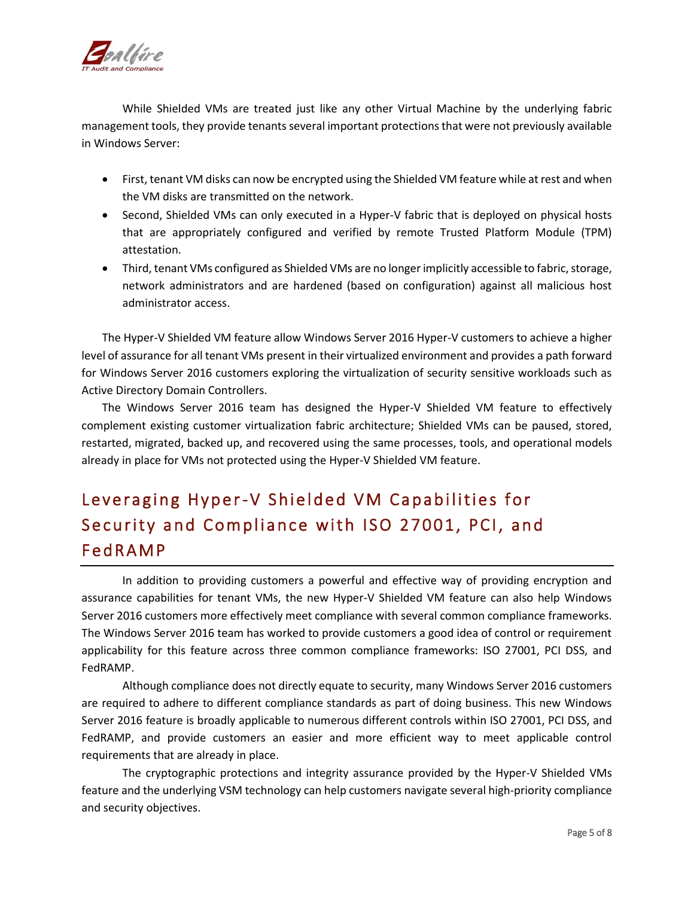While Shielded VMs are treated just like any other Virtual Machine by the underlying fabric management tools, they provide tenants several important protections that were not previously available in Windows Server:

- First, tenant VM disks can now be encrypted using the Shielded VM feature while at rest and when the VM disks are transmitted on the network.
- Second, Shielded VMs can only executed in a Hyper-V fabric that is deployed on physical hosts that are appropriately configured and verified by remote Trusted Platform Module (TPM) attestation.
- Third, tenant VMs configured as Shielded VMs are no longer implicitly accessible to fabric, storage, network administrators and are hardened (based on configuration) against all malicious host administrator access.

The Hyper-V Shielded VM feature allow Windows Server 2016 Hyper-V customers to achieve a higher level of assurance for all tenant VMs present in their virtualized environment and provides a path forward for Windows Server 2016 customers exploring the virtualization of security sensitive workloads such as Active Directory Domain Controllers.

The Windows Server 2016 team has designed the Hyper-V Shielded VM feature to effectively complement existing customer virtualization fabric architecture; Shielded VMs can be paused, stored, restarted, migrated, backed up, and recovered using the same processes, tools, and operational models already in place for VMs not protected using the Hyper-V Shielded VM feature.

## Leveraging Hyper-V Shielded VM Capabilities for Security and Compliance with ISO 27001, PCI, and FedRAMP

In addition to providing customers a powerful and effective way of providing encryption and assurance capabilities for tenant VMs, the new Hyper-V Shielded VM feature can also help Windows Server 2016 customers more effectively meet compliance with several common compliance frameworks. The Windows Server 2016 team has worked to provide customers a good idea of control or requirement applicability for this feature across three common compliance frameworks: ISO 27001, PCI DSS, and FedRAMP.

Although compliance does not directly equate to security, many Windows Server 2016 customers are required to adhere to different compliance standards as part of doing business. This new Windows Server 2016 feature is broadly applicable to numerous different controls within ISO 27001, PCI DSS, and FedRAMP, and provide customers an easier and more efficient way to meet applicable control requirements that are already in place.

The cryptographic protections and integrity assurance provided by the Hyper-V Shielded VMs feature and the underlying VSM technology can help customers navigate several high-priority compliance and security objectives.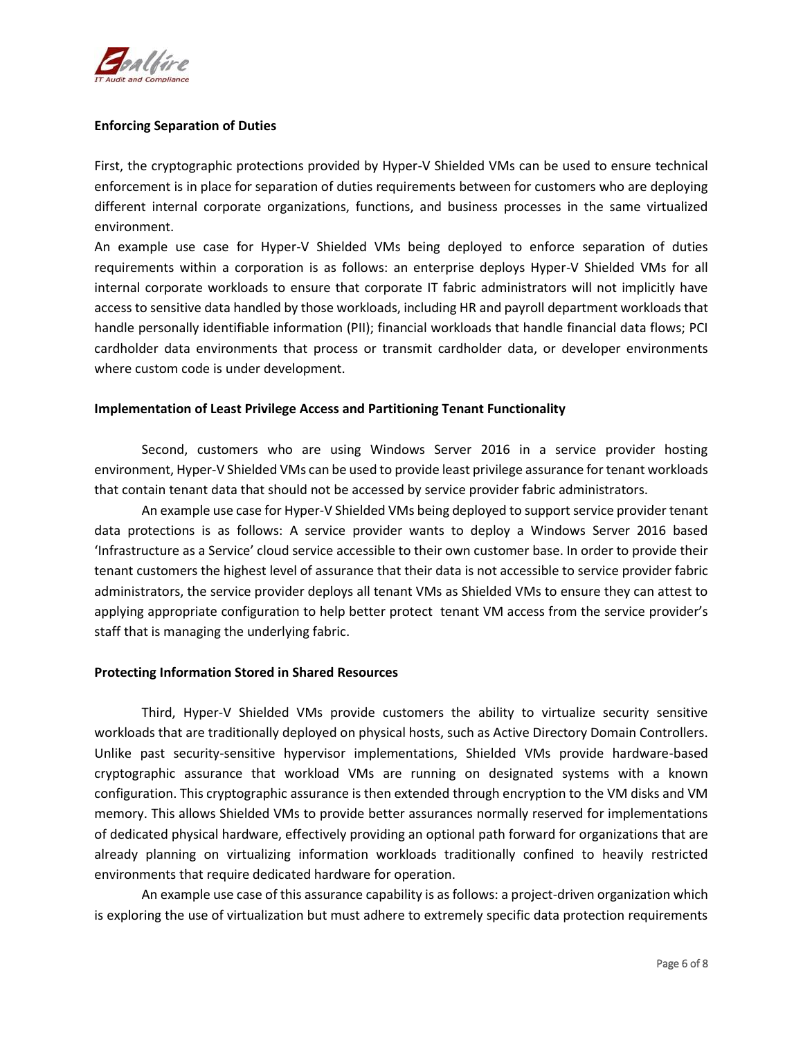**Enforcing Separation of Duties**

First, the cryptographic protections provided by Hyper-V Shielded VMs can be used to ensure technical enforcement is in place for separation of duties requirements between for customers who are deploying different internal corporate organizations, functions, and business processes in the same virtualized environment.

An example use case for Hyper-V Shielded VMs being deployed to enforce separation of duties requirements within a corporation is as follows: an enterprise deploys Hyper-V Shielded VMs for all internal corporate workloads to ensure that corporate IT fabric administrators will not implicitly have access to sensitive data handled by those workloads, including HR and payroll department workloads that handle personally identifiable information (PII); financial workloads that handle financial data flows; PCI cardholder data environments that process or transmit cardholder data, or developer environments where custom code is under development.

**Implementation of Least Privilege Access and Partitioning Tenant Functionality**

Second, customers who are using Windows Server 2016 in a service provider hosting environment, Hyper-V Shielded VMs can be used to provide least privilege assurance for tenant workloads that contain tenant data that should not be accessed by service provider fabric administrators.

An example use case for Hyper-V Shielded VMs being deployed to support service provider tenant data protections is as follows: A service provider wants to deploy a Windows Server 2016 based 'Infrastructure as a Service' cloud service accessible to their own customer base. In order to provide their tenant customers the highest level of assurance that their data is not accessible to service provider fabric administrators, the service provider deploys all tenant VMs as Shielded VMs to ensure they can attest to applying appropriate configuration to help better protect tenant VM access from the service provider's staff that is managing the underlying fabric.

**Protecting Information Stored in Shared Resources**

Third, Hyper-V Shielded VMs provide customers the ability to virtualize security sensitive workloads that are traditionally deployed on physical hosts, such as Active Directory Domain Controllers. Unlike past security-sensitive hypervisor implementations, Shielded VMs provide hardware-based cryptographic assurance that workload VMs are running on designated systems with a known configuration. This cryptographic assurance is then extended through encryption to the VM disks and VM memory. This allows Shielded VMs to provide better assurances normally reserved for implementations of dedicated physical hardware, effectively providing an optional path forward for organizations that are already planning on virtualizing information workloads traditionally confined to heavily restricted environments that require dedicated hardware for operation.

An example use case of this assurance capability is as follows: a project-driven organization which is exploring the use of virtualization but must adhere to extremely specific data protection requirements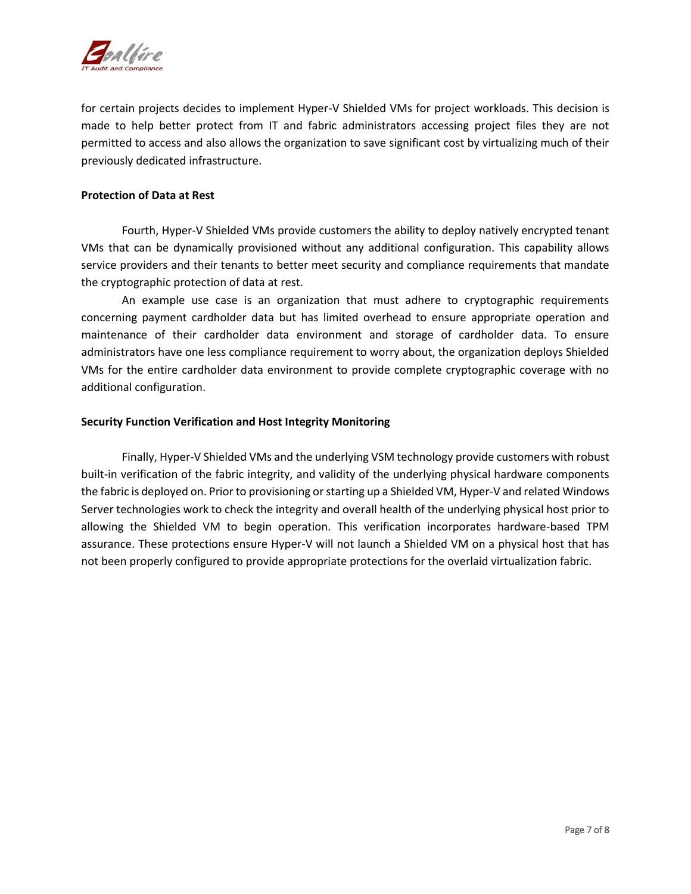for certain projects decides to implement Hyper-V Shielded VMs for project workloads. This decision is made to help better protect from IT and fabric administrators accessing project files they are not permitted to access and also allows the organization to save significant cost by virtualizing much of their previously dedicated infrastructure.

**Protection of Data at Rest**

Fourth, Hyper-V Shielded VMs provide customers the ability to deploy natively encrypted tenant VMs that can be dynamically provisioned without any additional configuration. This capability allows service providers and their tenants to better meet security and compliance requirements that mandate the cryptographic protection of data at rest.

An example use case is an organization that must adhere to cryptographic requirements concerning payment cardholder data but has limited overhead to ensure appropriate operation and maintenance of their cardholder data environment and storage of cardholder data. To ensure administrators have one less compliance requirement to worry about, the organization deploys Shielded VMs for the entire cardholder data environment to provide complete cryptographic coverage with no additional configuration.

**Security Function Verification and Host Integrity Monitoring**

Finally, Hyper-V Shielded VMs and the underlying VSM technology provide customers with robust built-in verification of the fabric integrity, and validity of the underlying physical hardware components the fabric is deployed on. Prior to provisioning or starting up a Shielded VM, Hyper-V and related Windows Server technologies work to check the integrity and overall health of the underlying physical host prior to allowing the Shielded VM to begin operation. This verification incorporates hardware-based TPM assurance. These protections ensure Hyper-V will not launch a Shielded VM on a physical host that has not been properly configured to provide appropriate protections for the overlaid virtualization fabric.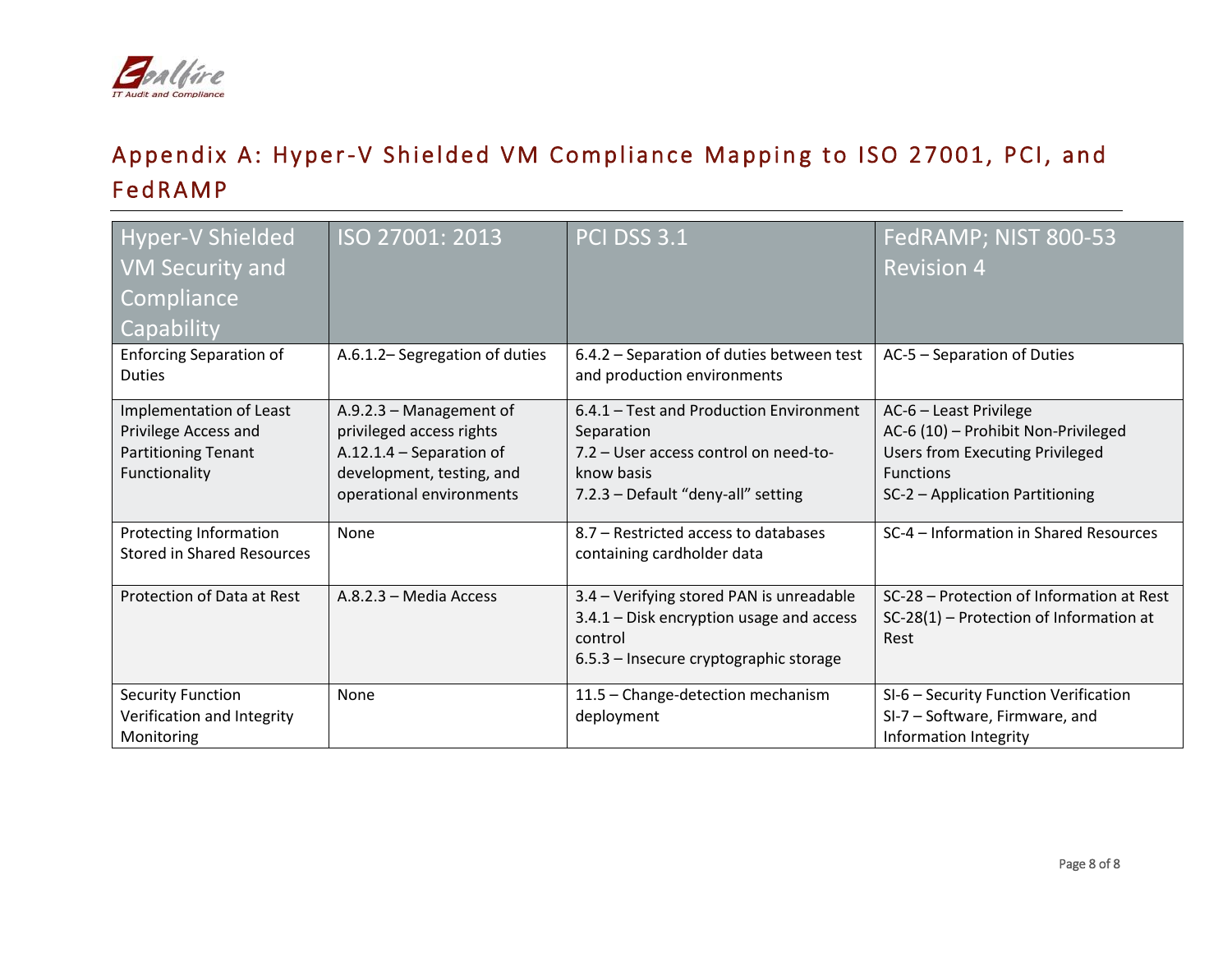# Appendix A: Hyper-V Shielded VM Compliance Mapping to ISO 27001, PCI, and FedRAMP

| Hyper-V Shielded VM Security and Compliance Capability | ISO 27001: 2013 | PCI DSS 3.1 | FedRAMP; NIST 800-53 Revision 4 |
|---|---|---|---|
| Enforcing Separation of Duties | A.6.1.2– Segregation of duties | 6.4.2 – Separation of duties between test and production environments | AC-5 – Separation of Duties |
| Implementation of Least Privilege Access and Partitioning Tenant Functionality | A.9.2.3 – Management of privileged access rights<br>A.12.1.4 – Separation of development, testing, and operational environments | 6.4.1 – Test and Production Environment Separation<br>7.2 – User access control on need-to-know basis<br>7.2.3 – Default "deny-all" setting | AC-6 – Least Privilege<br>AC-6 (10) – Prohibit Non-Privileged Users from Executing Privileged Functions<br>SC-2 – Application Partitioning |
| Protecting Information Stored in Shared Resources | None | 8.7 – Restricted access to databases containing cardholder data | SC-4 – Information in Shared Resources |
| Protection of Data at Rest | A.8.2.3 – Media Access | 3.4 – Verifying stored PAN is unreadable<br>3.4.1 – Disk encryption usage and access control<br>6.5.3 – Insecure cryptographic storage | SC-28 – Protection of Information at Rest<br>SC-28(1) – Protection of Information at Rest |
| Security Function Verification and Integrity Monitoring | None | 11.5 – Change-detection mechanism deployment | SI-6 – Security Function Verification<br>SI-7 – Software, Firmware, and Information Integrity |